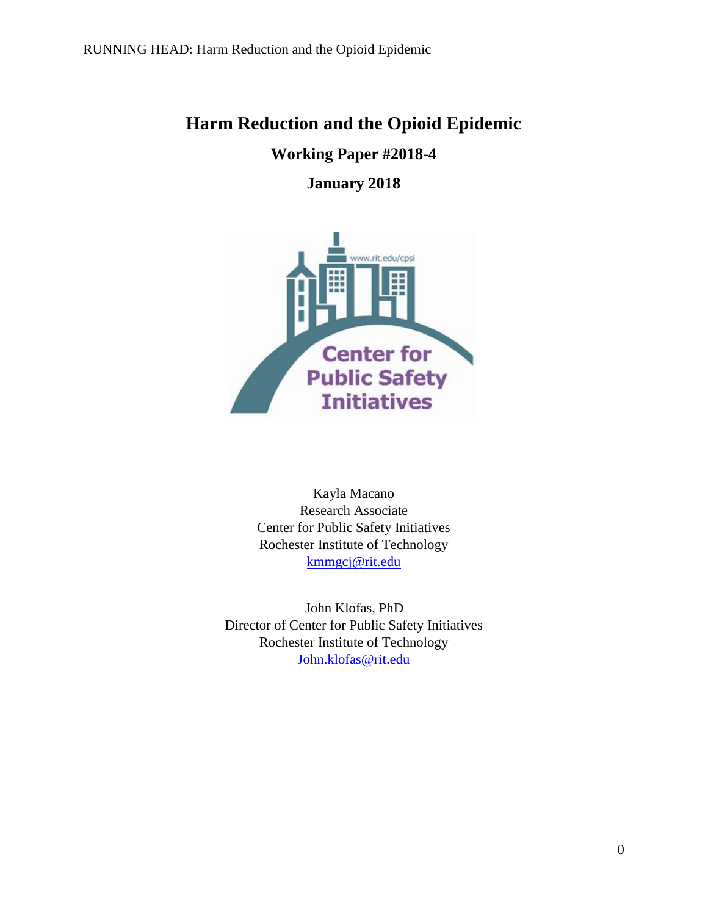# Harmful Reduction and the Opioid Epidemic

# Harm Reduction and the Opioid Epidemic

## Working Paper #2018-4

## January 2018

Kayla Macano
Research Associate
Center for Public Safety Initiatives
Rochester Institute of Technology
kmmgcj@rit.edu

John Klofas, PhD
Director of Center for Public Safety Initiatives
Rochester Institute of Technology
John.klofas@rit.edu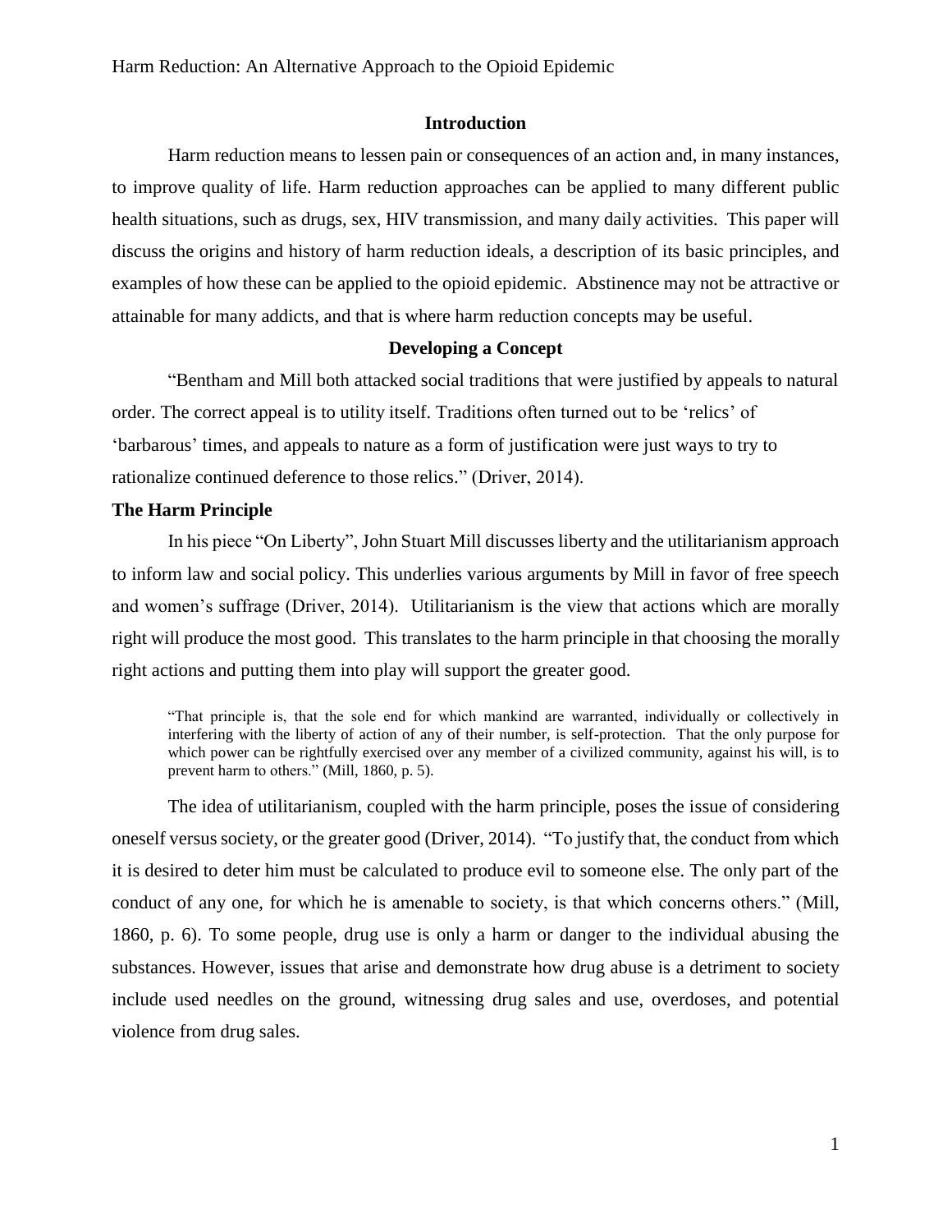## Introduction

Harm reduction means to lessen pain or consequences of an action and, in many instances, to improve quality of life. Harm reduction approaches can be applied to many different public health situations, such as drugs, sex, HIV transmission, and many daily activities. This paper will discuss the origins and history of harm reduction ideals, a description of its basic principles, and examples of how these can be applied to the opioid epidemic. Abstinence may not be attractive or attainable for many addicts, and that is where harm reduction concepts may be useful.

## Developing a Concept

"Bentham and Mill both attacked social traditions that were justified by appeals to natural order. The correct appeal is to utility itself. Traditions often turned out to be 'relics' of 'barbarous' times, and appeals to nature as a form of justification were just ways to try to rationalize continued deference to those relics." (Driver, 2014).

### The Harm Principle

In his piece "On Liberty", John Stuart Mill discusses liberty and the utilitarianism approach to inform law and social policy. This underlies various arguments by Mill in favor of free speech and women's suffrage (Driver, 2014). Utilitarianism is the view that actions which are morally right will produce the most good. This translates to the harm principle in that choosing the morally right actions and putting them into play will support the greater good.

> "That principle is, that the sole end for which mankind are warranted, individually or collectively in interfering with the liberty of action of any of their number, is self-protection. That the only purpose for which power can be rightfully exercised over any member of a civilized community, against his will, is to prevent harm to others." (Mill, 1860, p. 5).

The idea of utilitarianism, coupled with the harm principle, poses the issue of considering oneself versus society, or the greater good (Driver, 2014). "To justify that, the conduct from which it is desired to deter him must be calculated to produce evil to someone else. The only part of the conduct of any one, for which he is amenable to society, is that which concerns others." (Mill, 1860, p. 6). To some people, drug use is only a harm or danger to the individual abusing the substances. However, issues that arise and demonstrate how drug abuse is a detriment to society include used needles on the ground, witnessing drug sales and use, overdoses, and potential violence from drug sales.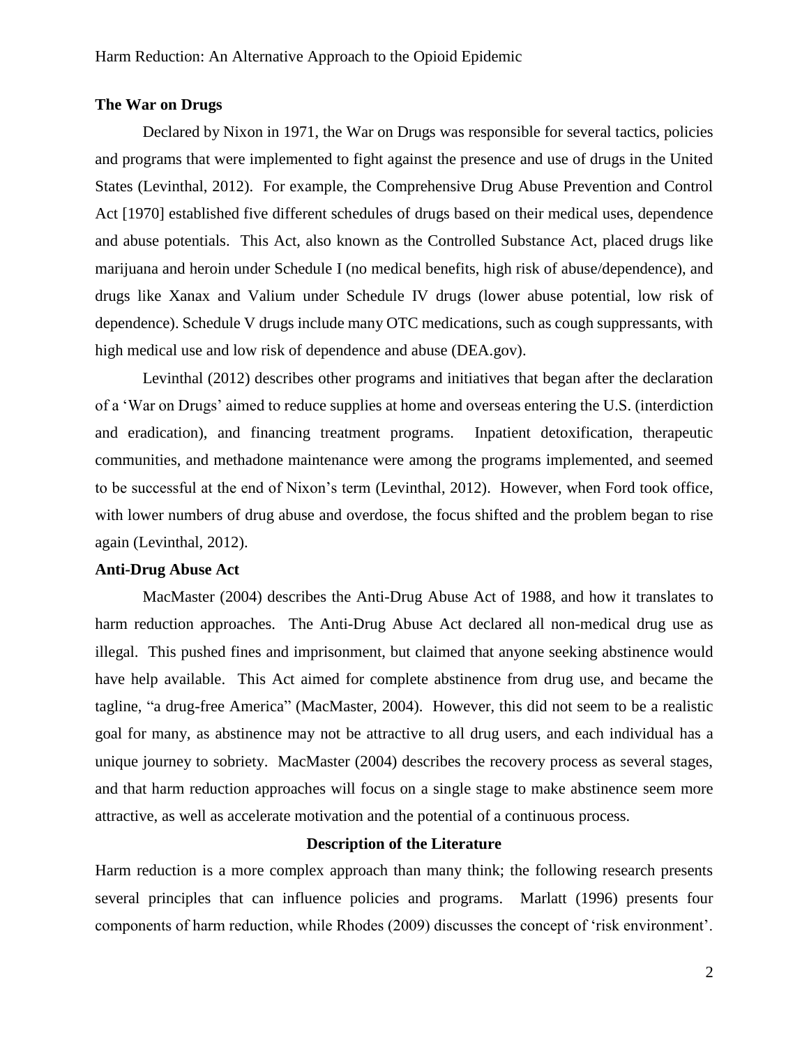### The War on Drugs

Declared by Nixon in 1971, the War on Drugs was responsible for several tactics, policies and programs that were implemented to fight against the presence and use of drugs in the United States (Levinthal, 2012). For example, the Comprehensive Drug Abuse Prevention and Control Act [1970] established five different schedules of drugs based on their medical uses, dependence and abuse potentials. This Act, also known as the Controlled Substance Act, placed drugs like marijuana and heroin under Schedule I (no medical benefits, high risk of abuse/dependence), and drugs like Xanax and Valium under Schedule IV drugs (lower abuse potential, low risk of dependence). Schedule V drugs include many OTC medications, such as cough suppressants, with high medical use and low risk of dependence and abuse (DEA.gov).

Levinthal (2012) describes other programs and initiatives that began after the declaration of a 'War on Drugs' aimed to reduce supplies at home and overseas entering the U.S. (interdiction and eradication), and financing treatment programs. Inpatient detoxification, therapeutic communities, and methadone maintenance were among the programs implemented, and seemed to be successful at the end of Nixon's term (Levinthal, 2012). However, when Ford took office, with lower numbers of drug abuse and overdose, the focus shifted and the problem began to rise again (Levinthal, 2012).

### Anti-Drug Abuse Act

MacMaster (2004) describes the Anti-Drug Abuse Act of 1988, and how it translates to harm reduction approaches. The Anti-Drug Abuse Act declared all non-medical drug use as illegal. This pushed fines and imprisonment, but claimed that anyone seeking abstinence would have help available. This Act aimed for complete abstinence from drug use, and became the tagline, "a drug-free America" (MacMaster, 2004). However, this did not seem to be a realistic goal for many, as abstinence may not be attractive to all drug users, and each individual has a unique journey to sobriety. MacMaster (2004) describes the recovery process as several stages, and that harm reduction approaches will focus on a single stage to make abstinence seem more attractive, as well as accelerate motivation and the potential of a continuous process.

## Description of the Literature

Harm reduction is a more complex approach than many think; the following research presents several principles that can influence policies and programs. Marlatt (1996) presents four components of harm reduction, while Rhodes (2009) discusses the concept of 'risk environment'.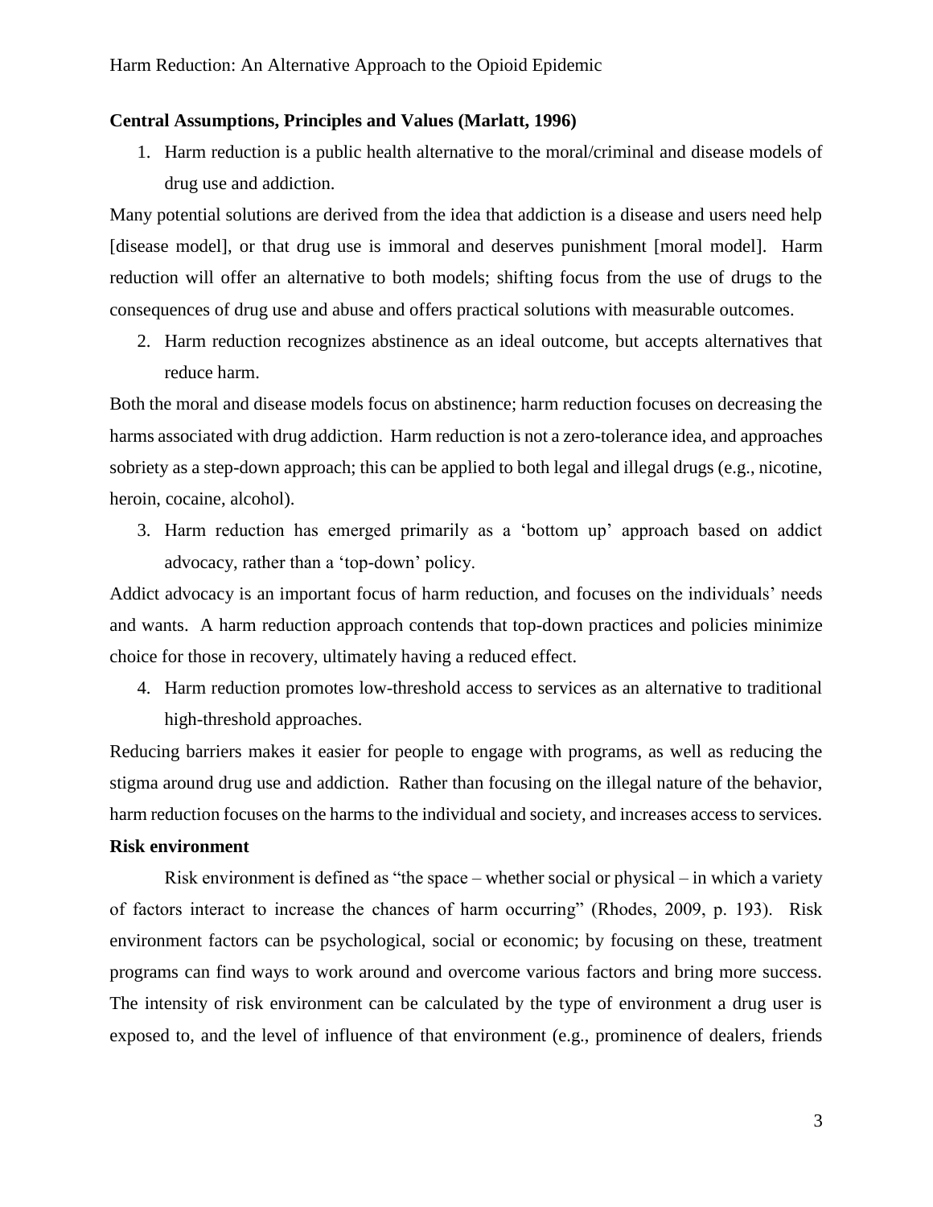**Central Assumptions, Principles and Values (Marlatt, 1996)**

1. Harm reduction is a public health alternative to the moral/criminal and disease models of drug use and addiction.

Many potential solutions are derived from the idea that addiction is a disease and users need help [disease model], or that drug use is immoral and deserves punishment [moral model]. Harm reduction will offer an alternative to both models; shifting focus from the use of drugs to the consequences of drug use and abuse and offers practical solutions with measurable outcomes.

2. Harm reduction recognizes abstinence as an ideal outcome, but accepts alternatives that reduce harm.

Both the moral and disease models focus on abstinence; harm reduction focuses on decreasing the harms associated with drug addiction. Harm reduction is not a zero-tolerance idea, and approaches sobriety as a step-down approach; this can be applied to both legal and illegal drugs (e.g., nicotine, heroin, cocaine, alcohol).

3. Harm reduction has emerged primarily as a 'bottom up' approach based on addict advocacy, rather than a 'top-down' policy.

Addict advocacy is an important focus of harm reduction, and focuses on the individuals' needs and wants. A harm reduction approach contends that top-down practices and policies minimize choice for those in recovery, ultimately having a reduced effect.

4. Harm reduction promotes low-threshold access to services as an alternative to traditional high-threshold approaches.

Reducing barriers makes it easier for people to engage with programs, as well as reducing the stigma around drug use and addiction. Rather than focusing on the illegal nature of the behavior, harm reduction focuses on the harms to the individual and society, and increases access to services.

**Risk environment**

Risk environment is defined as "the space – whether social or physical – in which a variety of factors interact to increase the chances of harm occurring" (Rhodes, 2009, p. 193). Risk environment factors can be psychological, social or economic; by focusing on these, treatment programs can find ways to work around and overcome various factors and bring more success. The intensity of risk environment can be calculated by the type of environment a drug user is exposed to, and the level of influence of that environment (e.g., prominence of dealers, friends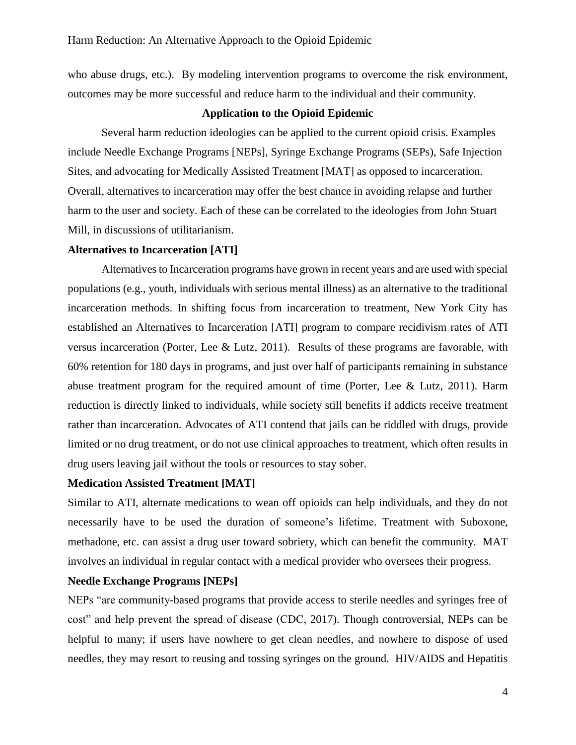who abuse drugs, etc.). By modeling intervention programs to overcome the risk environment, outcomes may be more successful and reduce harm to the individual and their community.

## Application to the Opioid Epidemic

Several harm reduction ideologies can be applied to the current opioid crisis. Examples include Needle Exchange Programs [NEPs], Syringe Exchange Programs (SEPs), Safe Injection Sites, and advocating for Medically Assisted Treatment [MAT] as opposed to incarceration. Overall, alternatives to incarceration may offer the best chance in avoiding relapse and further harm to the user and society. Each of these can be correlated to the ideologies from John Stuart Mill, in discussions of utilitarianism.

### Alternatives to Incarceration [ATI]

Alternatives to Incarceration programs have grown in recent years and are used with special populations (e.g., youth, individuals with serious mental illness) as an alternative to the traditional incarceration methods. In shifting focus from incarceration to treatment, New York City has established an Alternatives to Incarceration [ATI] program to compare recidivism rates of ATI versus incarceration (Porter, Lee & Lutz, 2011). Results of these programs are favorable, with 60% retention for 180 days in programs, and just over half of participants remaining in substance abuse treatment program for the required amount of time (Porter, Lee & Lutz, 2011). Harm reduction is directly linked to individuals, while society still benefits if addicts receive treatment rather than incarceration. Advocates of ATI contend that jails can be riddled with drugs, provide limited or no drug treatment, or do not use clinical approaches to treatment, which often results in drug users leaving jail without the tools or resources to stay sober.

### Medication Assisted Treatment [MAT]

Similar to ATI, alternate medications to wean off opioids can help individuals, and they do not necessarily have to be used the duration of someone's lifetime. Treatment with Suboxone, methadone, etc. can assist a drug user toward sobriety, which can benefit the community. MAT involves an individual in regular contact with a medical provider who oversees their progress.

### Needle Exchange Programs [NEPs]

NEPs "are community-based programs that provide access to sterile needles and syringes free of cost" and help prevent the spread of disease (CDC, 2017). Though controversial, NEPs can be helpful to many; if users have nowhere to get clean needles, and nowhere to dispose of used needles, they may resort to reusing and tossing syringes on the ground. HIV/AIDS and Hepatitis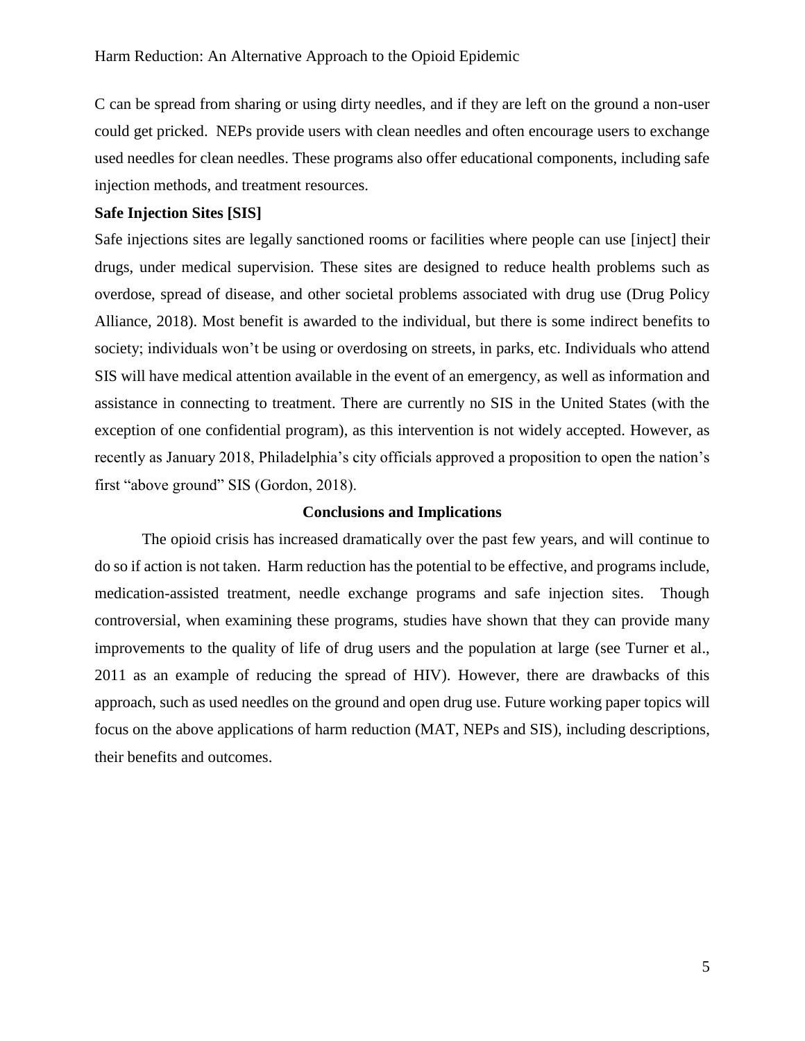C can be spread from sharing or using dirty needles, and if they are left on the ground a non-user could get pricked. NEPs provide users with clean needles and often encourage users to exchange used needles for clean needles. These programs also offer educational components, including safe injection methods, and treatment resources.

**Safe Injection Sites [SIS]**

Safe injections sites are legally sanctioned rooms or facilities where people can use [inject] their drugs, under medical supervision. These sites are designed to reduce health problems such as overdose, spread of disease, and other societal problems associated with drug use (Drug Policy Alliance, 2018). Most benefit is awarded to the individual, but there is some indirect benefits to society; individuals won't be using or overdosing on streets, in parks, etc. Individuals who attend SIS will have medical attention available in the event of an emergency, as well as information and assistance in connecting to treatment. There are currently no SIS in the United States (with the exception of one confidential program), as this intervention is not widely accepted. However, as recently as January 2018, Philadelphia's city officials approved a proposition to open the nation's first "above ground" SIS (Gordon, 2018).

## Conclusions and Implications

The opioid crisis has increased dramatically over the past few years, and will continue to do so if action is not taken. Harm reduction has the potential to be effective, and programs include, medication-assisted treatment, needle exchange programs and safe injection sites. Though controversial, when examining these programs, studies have shown that they can provide many improvements to the quality of life of drug users and the population at large (see Turner et al., 2011 as an example of reducing the spread of HIV). However, there are drawbacks of this approach, such as used needles on the ground and open drug use. Future working paper topics will focus on the above applications of harm reduction (MAT, NEPs and SIS), including descriptions, their benefits and outcomes.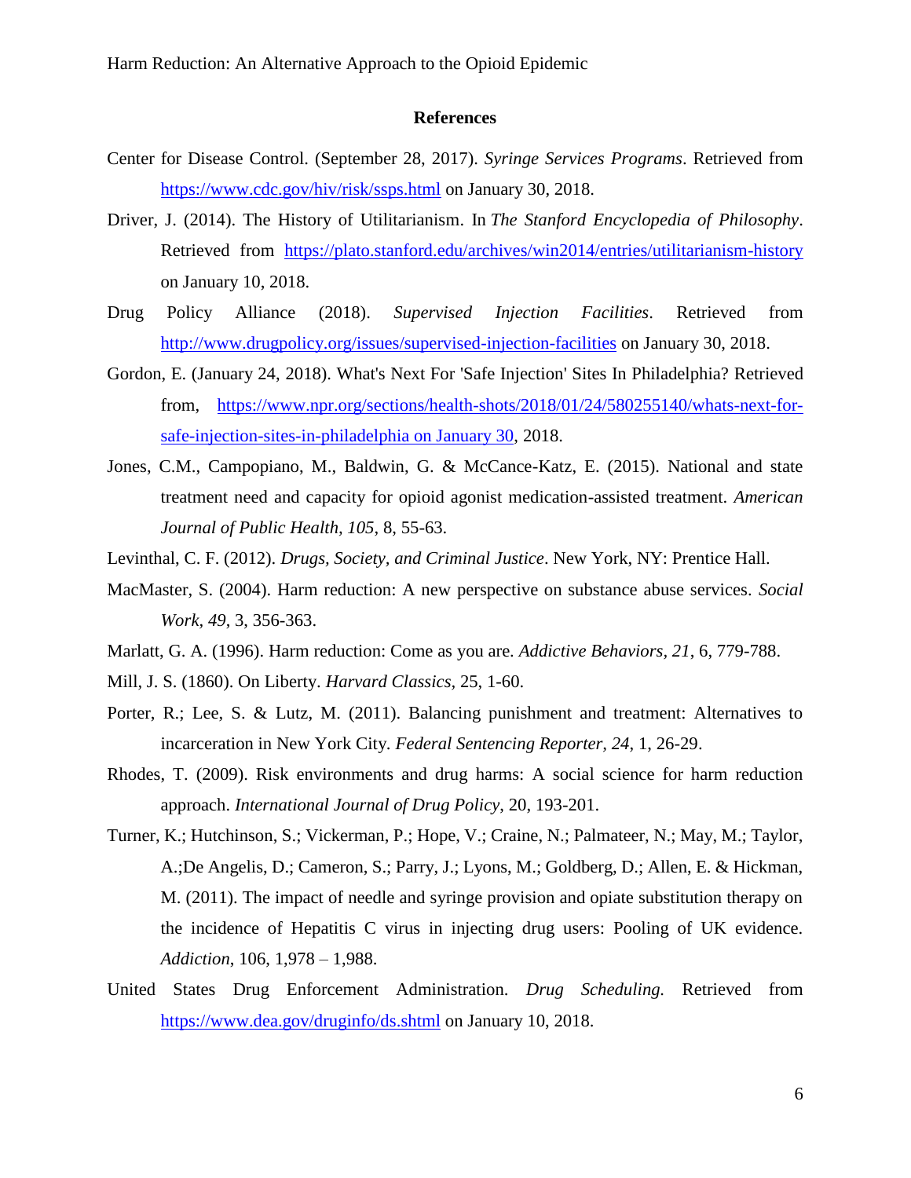## References

Center for Disease Control. (September 28, 2017). *Syringe Services Programs*. Retrieved from https://www.cdc.gov/hiv/risk/ssps.html on January 30, 2018.

Driver, J. (2014). The History of Utilitarianism. In *The Stanford Encyclopedia of Philosophy*. Retrieved from https://plato.stanford.edu/archives/win2014/entries/utilitarianism-history on January 10, 2018.

Drug Policy Alliance (2018). *Supervised Injection Facilities*. Retrieved from http://www.drugpolicy.org/issues/supervised-injection-facilities on January 30, 2018.

Gordon, E. (January 24, 2018). What's Next For 'Safe Injection' Sites In Philadelphia? Retrieved from, https://www.npr.org/sections/health-shots/2018/01/24/580255140/whats-next-for-safe-injection-sites-in-philadelphia on January 30, 2018.

Jones, C.M., Campopiano, M., Baldwin, G. & McCance-Katz, E. (2015). National and state treatment need and capacity for opioid agonist medication-assisted treatment. *American Journal of Public Health*, *105*, 8, 55-63.

Levinthal, C. F. (2012). *Drugs, Society, and Criminal Justice*. New York, NY: Prentice Hall.

MacMaster, S. (2004). Harm reduction: A new perspective on substance abuse services. *Social Work*, *49*, 3, 356-363.

Marlatt, G. A. (1996). Harm reduction: Come as you are. *Addictive Behaviors*, *21*, 6, 779-788.

Mill, J. S. (1860). On Liberty. *Harvard Classics*, 25, 1-60.

Porter, R.; Lee, S. & Lutz, M. (2011). Balancing punishment and treatment: Alternatives to incarceration in New York City. *Federal Sentencing Reporter*, *24*, 1, 26-29.

Rhodes, T. (2009). Risk environments and drug harms: A social science for harm reduction approach. *International Journal of Drug Policy*, 20, 193-201.

Turner, K.; Hutchinson, S.; Vickerman, P.; Hope, V.; Craine, N.; Palmateer, N.; May, M.; Taylor, A.;De Angelis, D.; Cameron, S.; Parry, J.; Lyons, M.; Goldberg, D.; Allen, E. & Hickman, M. (2011). The impact of needle and syringe provision and opiate substitution therapy on the incidence of Hepatitis C virus in injecting drug users: Pooling of UK evidence. *Addiction*, 106, 1,978 – 1,988.

United States Drug Enforcement Administration. *Drug Scheduling.* Retrieved from https://www.dea.gov/druginfo/ds.shtml on January 10, 2018.